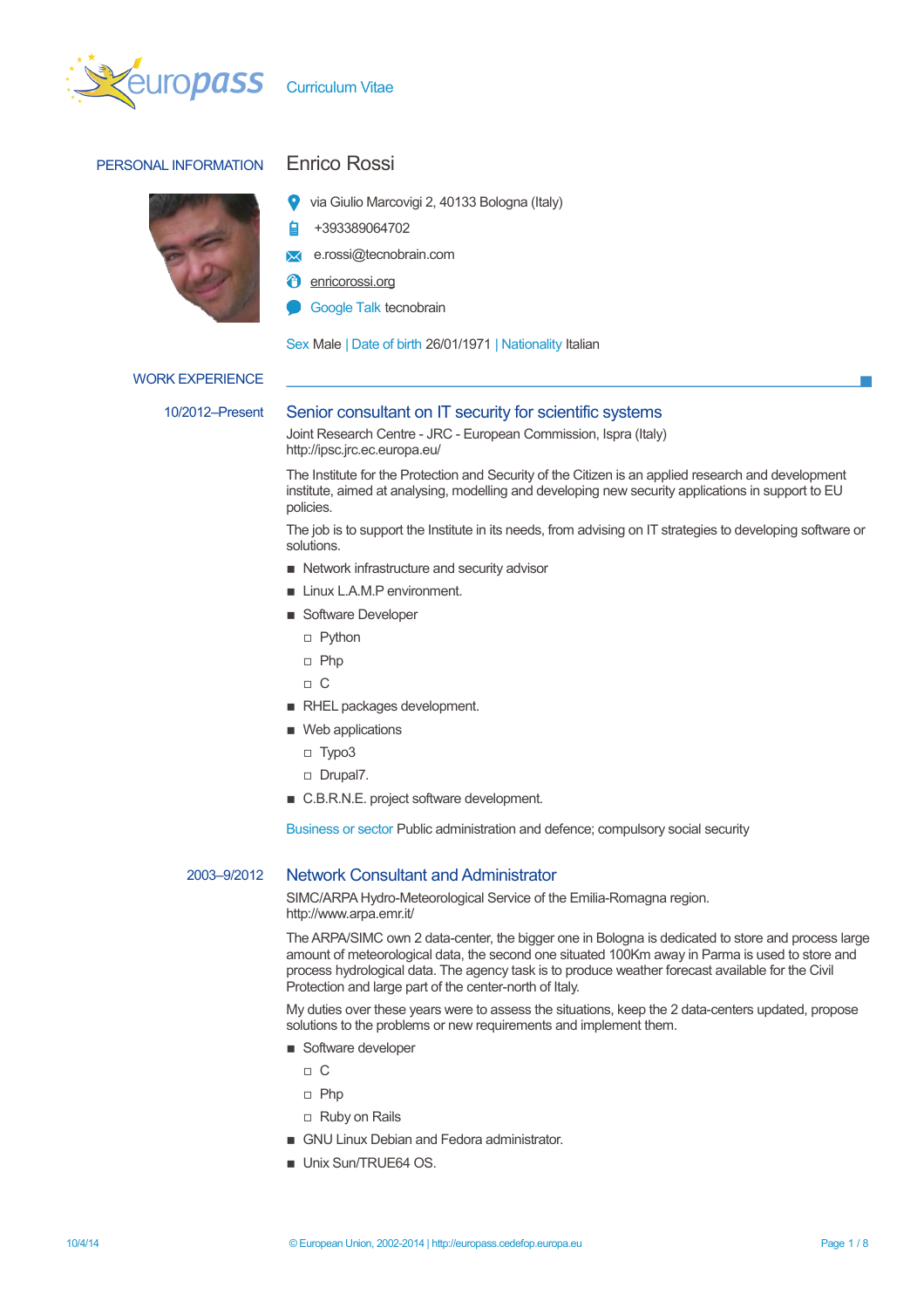# Curriculum Vitae

## PERSONAL INFORMATION

**Enrico Rossi**

via Giulio Marcovigi 2, 40133 Bologna (Italy)

+393389064702

e.rossi@tecnobrain.com

enricorossi.org

Google Talk tecnobrain

Sex Male | Date of birth 26/01/1971 | Nationality Italian

## WORK EXPERIENCE

**10/2012–Present**

### Senior consultant on IT security for scientific systems

Joint Research Centre - JRC - European Commission, Ispra (Italy)
http://ipsc.jrc.ec.europa.eu/

The Institute for the Protection and Security of the Citizen is an applied research and development institute, aimed at analysing, modelling and developing new security applications in support to EU policies.

The job is to support the Institute in its needs, from advising on IT strategies to developing software or solutions.

- Network infrastructure and security advisor
- Linux L.A.M.P environment.
- Software Developer
  - Python
  - Php
  - C
- RHEL packages development.
- Web applications
  - Typo3
  - Drupal7.
- C.B.R.N.E. project software development.

Business or sector Public administration and defence; compulsory social security

**2003–9/2012**

### Network Consultant and Administrator

SIMC/ARPA Hydro-Meteorological Service of the Emilia-Romagna region.
http://www.arpa.emr.it/

The ARPA/SIMC own 2 data-center, the bigger one in Bologna is dedicated to store and process large amount of meteorological data, the second one situated 100Km away in Parma is used to store and process hydrological data. The agency task is to produce weather forecast available for the Civil Protection and large part of the center-north of Italy.

My duties over these years were to assess the situations, keep the 2 data-centers updated, propose solutions to the problems or new requirements and implement them.

- Software developer
  - C
  - Php
  - Ruby on Rails
- GNU Linux Debian and Fedora administrator.
- Unix Sun/TRUE64 OS.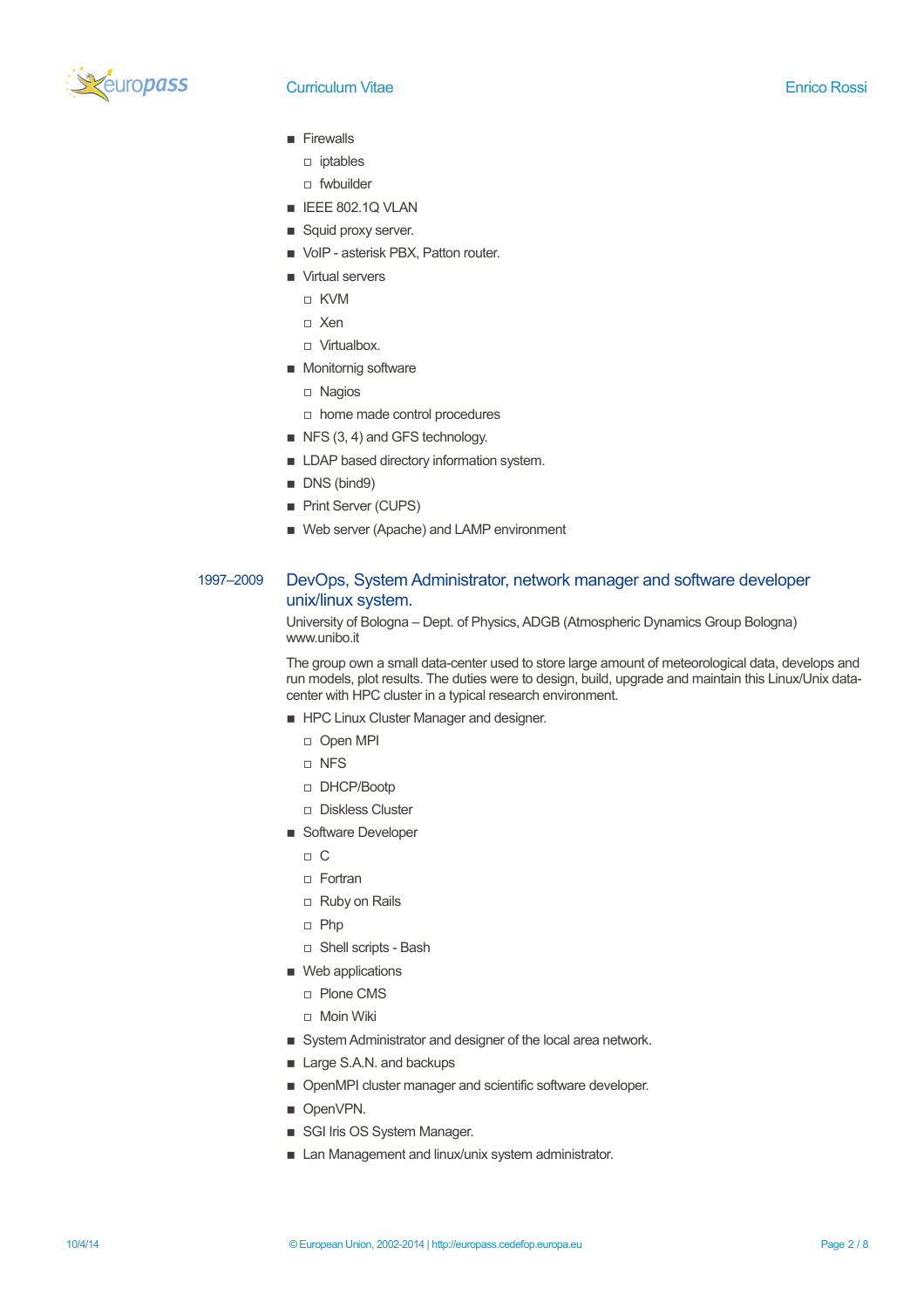- Firewalls
  - iptables
  - fwbuilder
- IEEE 802.1Q VLAN
- Squid proxy server.
- VoIP - asterisk PBX, Patton router.
- Virtual servers
  - KVM
  - Xen
  - Virtualbox.
- Monitornig software
  - Nagios
  - home made control procedures
- NFS (3, 4) and GFS technology.
- LDAP based directory information system.
- DNS (bind9)
- Print Server (CUPS)
- Web server (Apache) and LAMP environment

1997–2009

### DevOps, System Administrator, network manager and software developer unix/linux system.

University of Bologna – Dept. of Physics, ADGB (Atmospheric Dynamics Group Bologna)
www.unibo.it

The group own a small data-center used to store large amount of meteorological data, develops and run models, plot results. The duties were to design, build, upgrade and maintain this Linux/Unix data-center with HPC cluster in a typical research environment.

- HPC Linux Cluster Manager and designer.
  - Open MPI
  - NFS
  - DHCP/Bootp
  - Diskless Cluster
- Software Developer
  - C
  - Fortran
  - Ruby on Rails
  - Php
  - Shell scripts - Bash
- Web applications
  - Plone CMS
  - Moin Wiki
- System Administrator and designer of the local area network.
- Large S.A.N. and backups
- OpenMPI cluster manager and scientific software developer.
- OpenVPN.
- SGI Iris OS System Manager.
- Lan Management and linux/unix system administrator.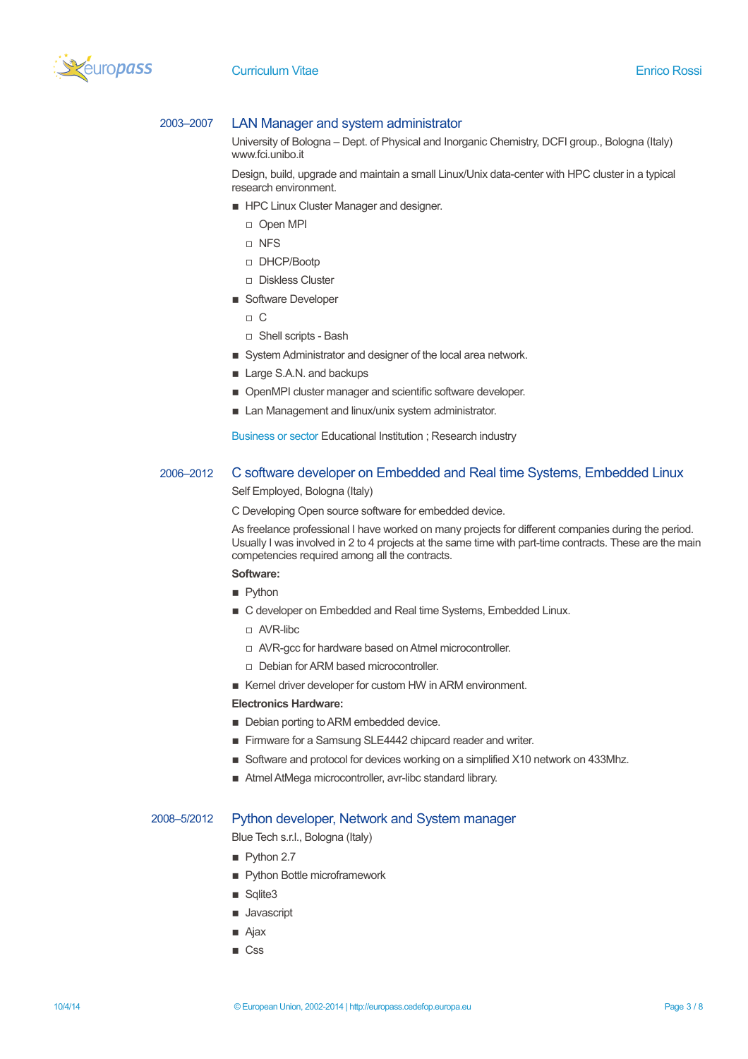2003–2007 **LAN Manager and system administrator**

University of Bologna – Dept. of Physical and Inorganic Chemistry, DCFI group., Bologna (Italy)
www.fci.unibo.it

Design, build, upgrade and maintain a small Linux/Unix data-center with HPC cluster in a typical research environment.

- HPC Linux Cluster Manager and designer.
  - Open MPI
  - NFS
  - DHCP/Bootp
  - Diskless Cluster
- Software Developer
  - C
  - Shell scripts - Bash
- System Administrator and designer of the local area network.
- Large S.A.N. and backups
- OpenMPI cluster manager and scientific software developer.
- Lan Management and linux/unix system administrator.

Business or sector Educational Institution ; Research industry

2006–2012 **C software developer on Embedded and Real time Systems, Embedded Linux**

Self Employed, Bologna (Italy)

C Developing Open source software for embedded device.

As freelance professional I have worked on many projects for different companies during the period. Usually I was involved in 2 to 4 projects at the same time with part-time contracts. These are the main competencies required among all the contracts.

**Software:**

- Python
- C developer on Embedded and Real time Systems, Embedded Linux.
  - AVR-libc
  - AVR-gcc for hardware based on Atmel microcontroller.
  - Debian for ARM based microcontroller.
- Kernel driver developer for custom HW in ARM environment.

**Electronics Hardware:**

- Debian porting to ARM embedded device.
- Firmware for a Samsung SLE4442 chipcard reader and writer.
- Software and protocol for devices working on a simplified X10 network on 433Mhz.
- Atmel AtMega microcontroller, avr-libc standard library.

2008–5/2012 **Python developer, Network and System manager**

Blue Tech s.r.l., Bologna (Italy)

- Python 2.7
- Python Bottle microframework
- Sqlite3
- Javascript
- Ajax
- Css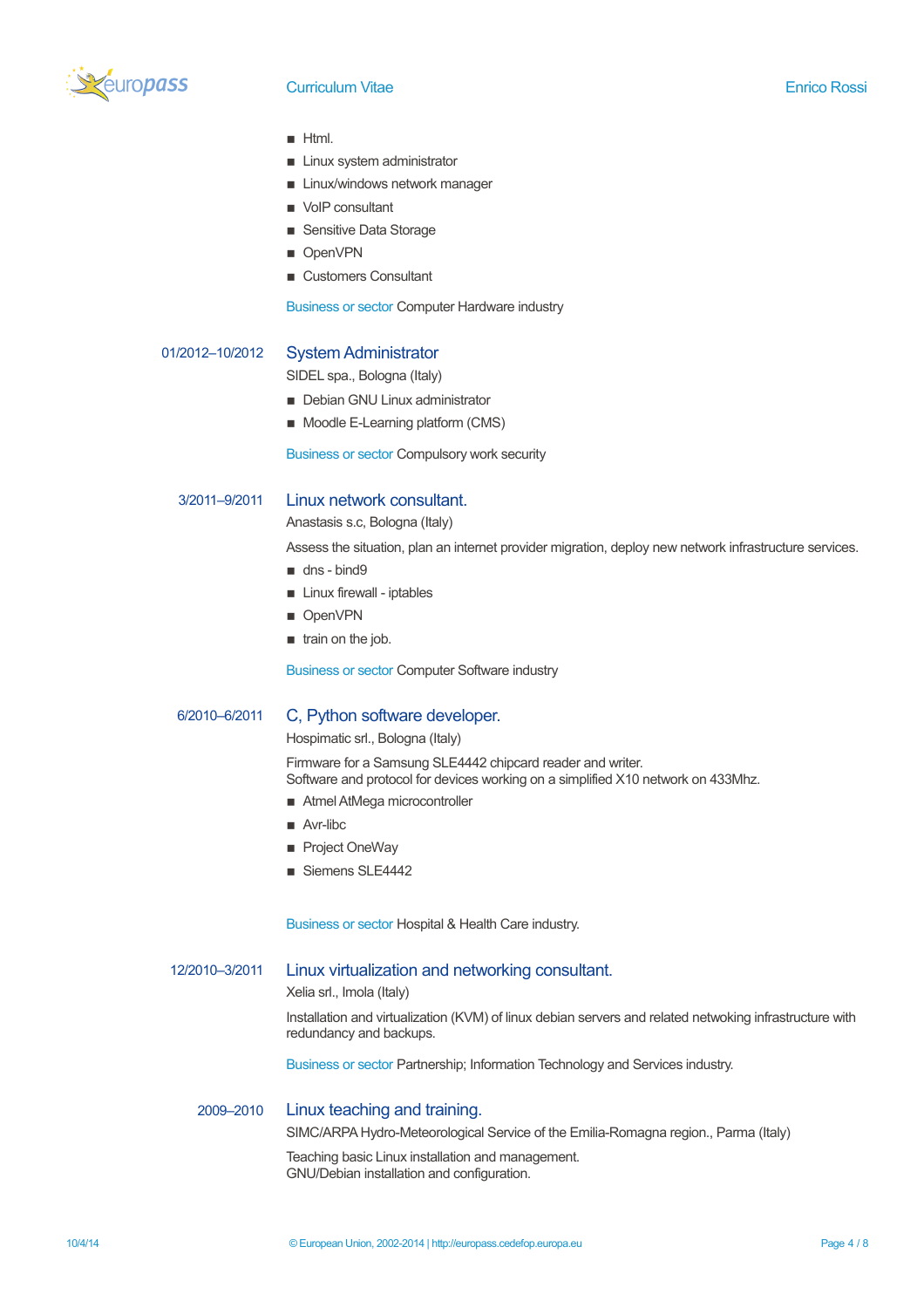- Html.
- Linux system administrator
- Linux/windows network manager
- VoIP consultant
- Sensitive Data Storage
- OpenVPN
- Customers Consultant

Business or sector Computer Hardware industry

**01/2012–10/2012**

### System Administrator

SIDEL spa., Bologna (Italy)

- Debian GNU Linux administrator
- Moodle E-Learning platform (CMS)

Business or sector Compulsory work security

**3/2011–9/2011**

### Linux network consultant.

Anastasis s.c, Bologna (Italy)

Assess the situation, plan an internet provider migration, deploy new network infrastructure services.

- dns - bind9
- Linux firewall - iptables
- OpenVPN
- train on the job.

Business or sector Computer Software industry

**6/2010–6/2011**

### C, Python software developer.

Hospimatic srl., Bologna (Italy)

Firmware for a Samsung SLE4442 chipcard reader and writer.
Software and protocol for devices working on a simplified X10 network on 433Mhz.

- Atmel AtMega microcontroller
- Avr-libc
- Project OneWay
- Siemens SLE4442

Business or sector Hospital & Health Care industry.

**12/2010–3/2011**

### Linux virtualization and networking consultant.

Xelia srl., Imola (Italy)

Installation and virtualization (KVM) of linux debian servers and related netwoking infrastructure with redundancy and backups.

Business or sector Partnership; Information Technology and Services industry.

**2009–2010**

### Linux teaching and training.

SIMC/ARPA Hydro-Meteorological Service of the Emilia-Romagna region., Parma (Italy)

Teaching basic Linux installation and management.
GNU/Debian installation and configuration.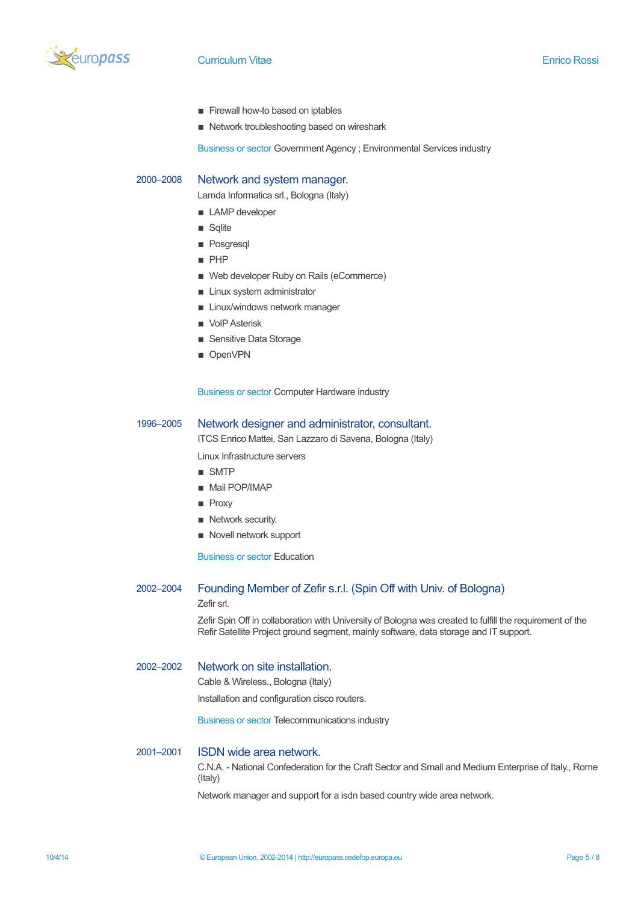- Firewall how-to based on iptables
- Network troubleshooting based on wireshark

Business or sector Government Agency ; Environmental Services industry

2000–2008 **Network and system manager.**

Lamda Informatica srl., Bologna (Italy)

- LAMP developer
- Sqlite
- Posgresql
- PHP
- Web developer Ruby on Rails (eCommerce)
- Linux system administrator
- Linux/windows network manager
- VoIP Asterisk
- Sensitive Data Storage
- OpenVPN

Business or sector Computer Hardware industry

1996–2005 **Network designer and administrator, consultant.**

ITCS Enrico Mattei, San Lazzaro di Savena, Bologna (Italy)

Linux Infrastructure servers

- SMTP
- Mail POP/IMAP
- Proxy
- Network security.
- Novell network support

Business or sector Education

2002–2004 **Founding Member of Zefir s.r.l. (Spin Off with Univ. of Bologna)**

Zefir srl.

Zefir Spin Off in collaboration with University of Bologna was created to fulfill the requirement of the Refir Satellite Project ground segment, mainly software, data storage and IT support.

2002–2002 **Network on site installation.**

Cable & Wireless., Bologna (Italy)

Installation and configuration cisco routers.

Business or sector Telecommunications industry

2001–2001 **ISDN wide area network.**

C.N.A. - National Confederation for the Craft Sector and Small and Medium Enterprise of Italy., Rome (Italy)

Network manager and support for a isdn based country wide area network.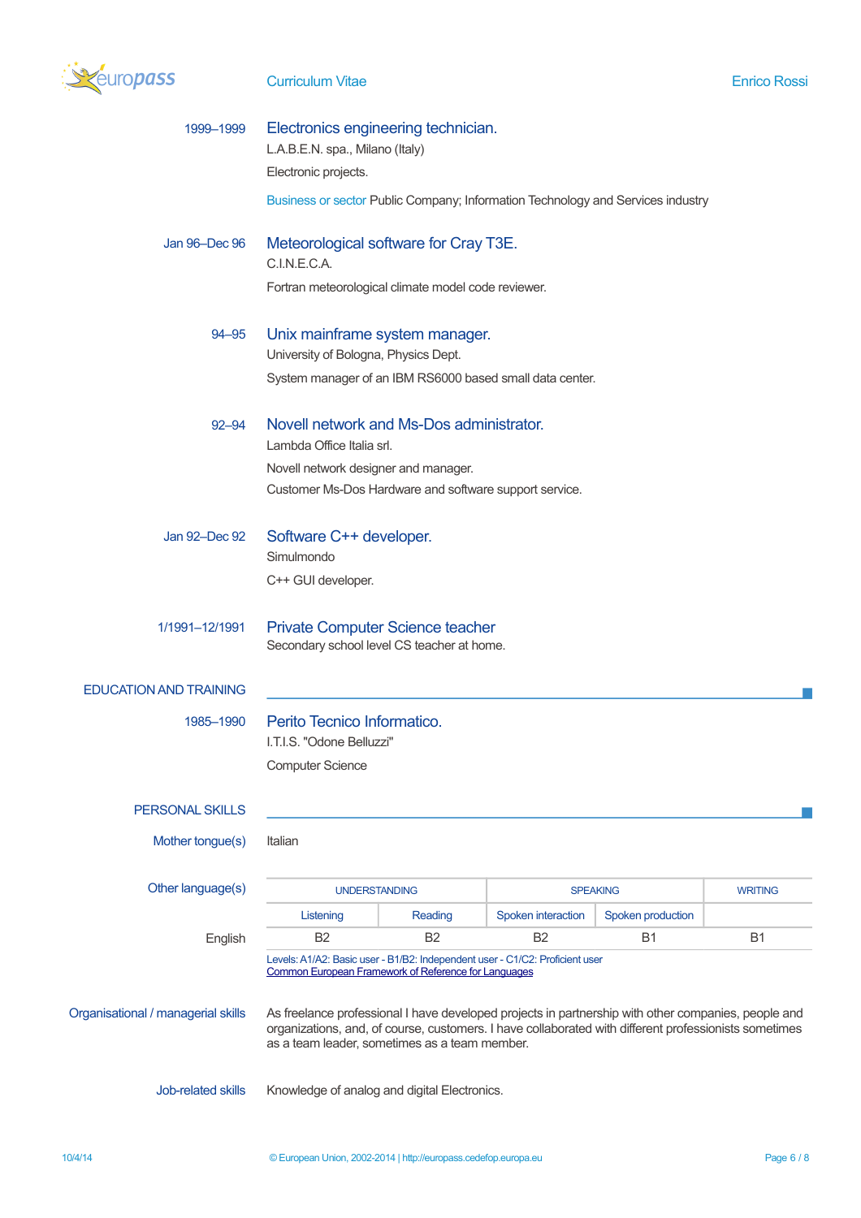1999–1999

### Electronics engineering technician.

L.A.B.E.N. spa., Milano (Italy)

Electronic projects.

Business or sector Public Company; Information Technology and Services industry

Jan 96–Dec 96

### Meteorological software for Cray T3E.

C.I.N.E.C.A.

Fortran meteorological climate model code reviewer.

94–95

### Unix mainframe system manager.

University of Bologna, Physics Dept.

System manager of an IBM RS6000 based small data center.

92–94

### Novell network and Ms-Dos administrator.

Lambda Office Italia srl.

Novell network designer and manager.

Customer Ms-Dos Hardware and software support service.

Jan 92–Dec 92

### Software C++ developer.

Simulmondo

C++ GUI developer.

1/1991–12/1991

### Private Computer Science teacher

Secondary school level CS teacher at home.

## EDUCATION AND TRAINING

1985–1990

### Perito Tecnico Informatico.

I.T.I.S. "Odone Belluzzi"

Computer Science

## PERSONAL SKILLS

**Mother tongue(s)**

Italian

**Other language(s)**

| | UNDERSTANDING | | SPEAKING | | WRITING |
|---|---|---|---|---|---|
| | Listening | Reading | Spoken interaction | Spoken production | |
| English | B2 | B2 | B2 | B1 | B1 |

Levels: A1/A2: Basic user - B1/B2: Independent user - C1/C2: Proficient user
Common European Framework of Reference for Languages

**Organisational / managerial skills**

As freelance professional I have developed projects in partnership with other companies, people and organizations, and, of course, customers. I have collaborated with different professionists sometimes as a team leader, sometimes as a team member.

**Job-related skills**

Knowledge of analog and digital Electronics.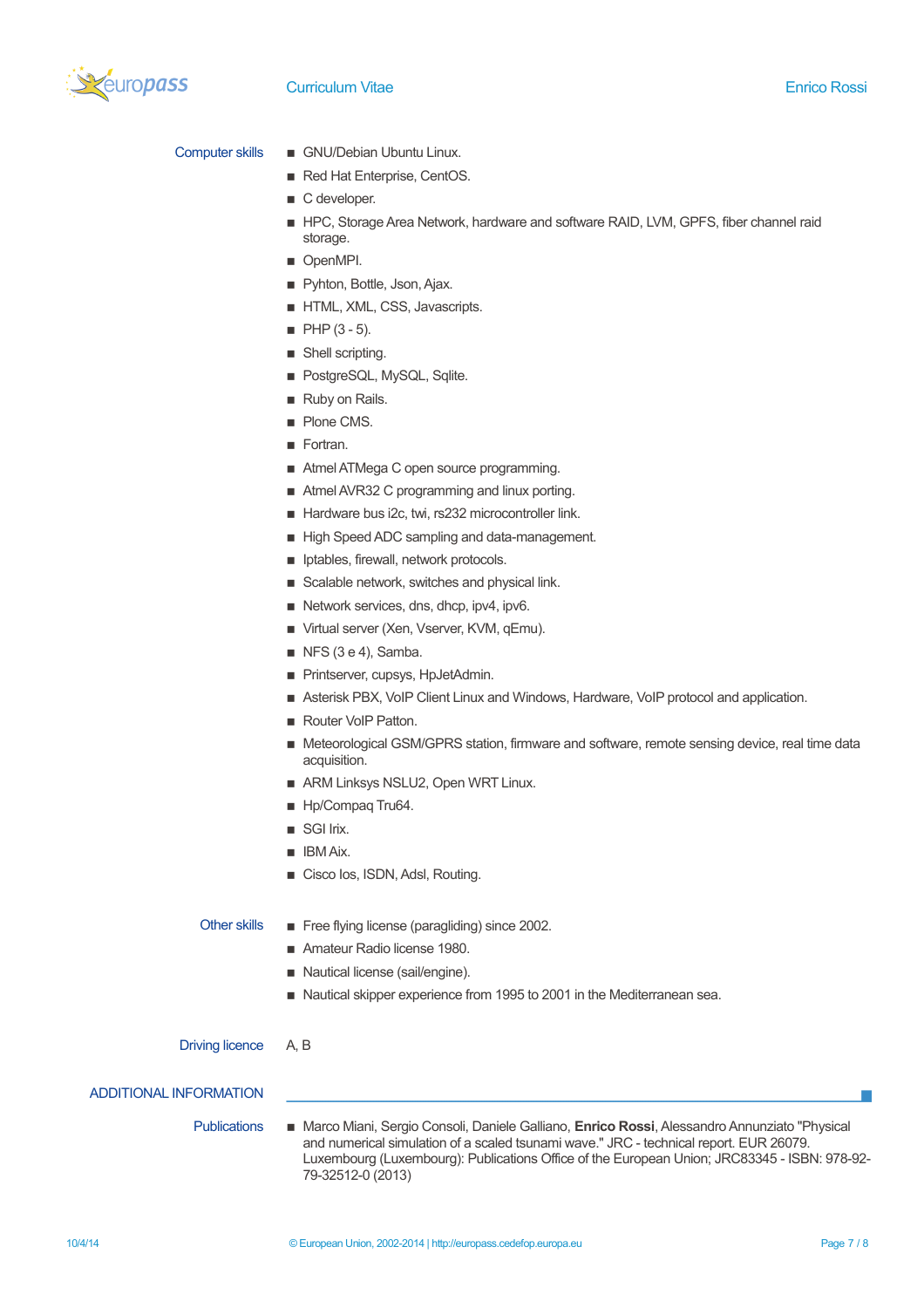### Computer skills

- GNU/Debian Ubuntu Linux.
- Red Hat Enterprise, CentOS.
- C developer.
- HPC, Storage Area Network, hardware and software RAID, LVM, GPFS, fiber channel raid storage.
- OpenMPI.
- Pyhton, Bottle, Json, Ajax.
- HTML, XML, CSS, Javascripts.
- PHP (3 - 5).
- Shell scripting.
- PostgreSQL, MySQL, Sqlite.
- Ruby on Rails.
- Plone CMS.
- Fortran.
- Atmel ATMega C open source programming.
- Atmel AVR32 C programming and linux porting.
- Hardware bus i2c, twi, rs232 microcontroller link.
- High Speed ADC sampling and data-management.
- Iptables, firewall, network protocols.
- Scalable network, switches and physical link.
- Network services, dns, dhcp, ipv4, ipv6.
- Virtual server (Xen, Vserver, KVM, qEmu).
- NFS (3 e 4), Samba.
- Printserver, cupsys, HpJetAdmin.
- Asterisk PBX, VoIP Client Linux and Windows, Hardware, VoIP protocol and application.
- Router VoIP Patton.
- Meteorological GSM/GPRS station, firmware and software, remote sensing device, real time data acquisition.
- ARM Linksys NSLU2, Open WRT Linux.
- Hp/Compaq Tru64.
- SGI Irix.
- IBM Aix.
- Cisco Ios, ISDN, Adsl, Routing.

### Other skills

- Free flying license (paragliding) since 2002.
- Amateur Radio license 1980.
- Nautical license (sail/engine).
- Nautical skipper experience from 1995 to 2001 in the Mediterranean sea.

### Driving licence

A, B

## ADDITIONAL INFORMATION

### Publications

- Marco Miani, Sergio Consoli, Daniele Galliano, **Enrico Rossi**, Alessandro Annunziato "Physical and numerical simulation of a scaled tsunami wave." JRC - technical report. EUR 26079. Luxembourg (Luxembourg): Publications Office of the European Union; JRC83345 - ISBN: 978-92-79-32512-0 (2013)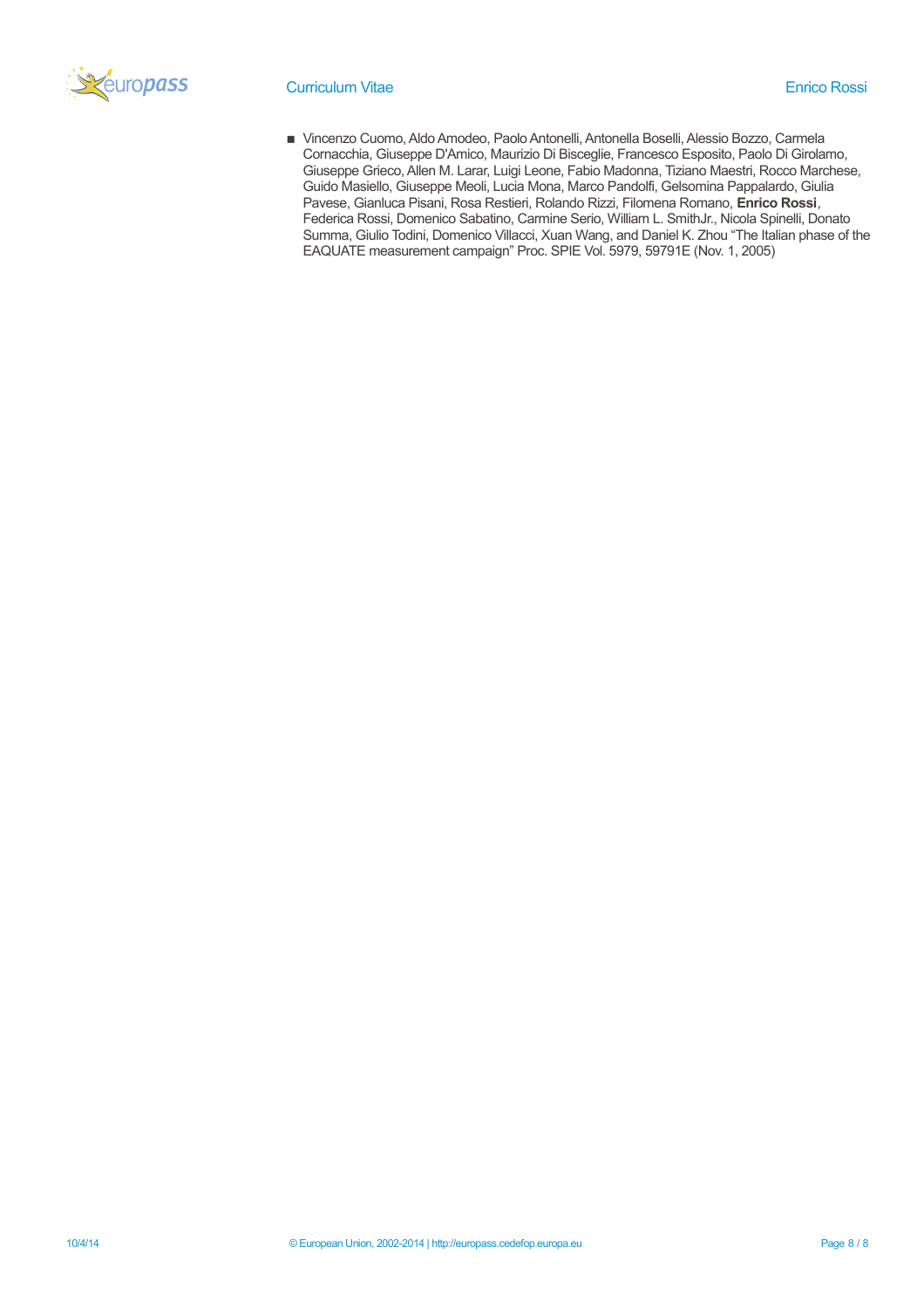- Vincenzo Cuomo, Aldo Amodeo, Paolo Antonelli, Antonella Boselli, Alessio Bozzo, Carmela Cornacchia, Giuseppe D'Amico, Maurizio Di Bisceglie, Francesco Esposito, Paolo Di Girolamo, Giuseppe Grieco, Allen M. Larar, Luigi Leone, Fabio Madonna, Tiziano Maestri, Rocco Marchese, Guido Masiello, Giuseppe Meoli, Lucia Mona, Marco Pandolfi, Gelsomina Pappalardo, Giulia Pavese, Gianluca Pisani, Rosa Restieri, Rolando Rizzi, Filomena Romano, **Enrico Rossi**, Federica Rossi, Domenico Sabatino, Carmine Serio, William L. SmithJr., Nicola Spinelli, Donato Summa, Giulio Todini, Domenico Villacci, Xuan Wang, and Daniel K. Zhou "The Italian phase of the EAQUATE measurement campaign" Proc. SPIE Vol. 5979, 59791E (Nov. 1, 2005)